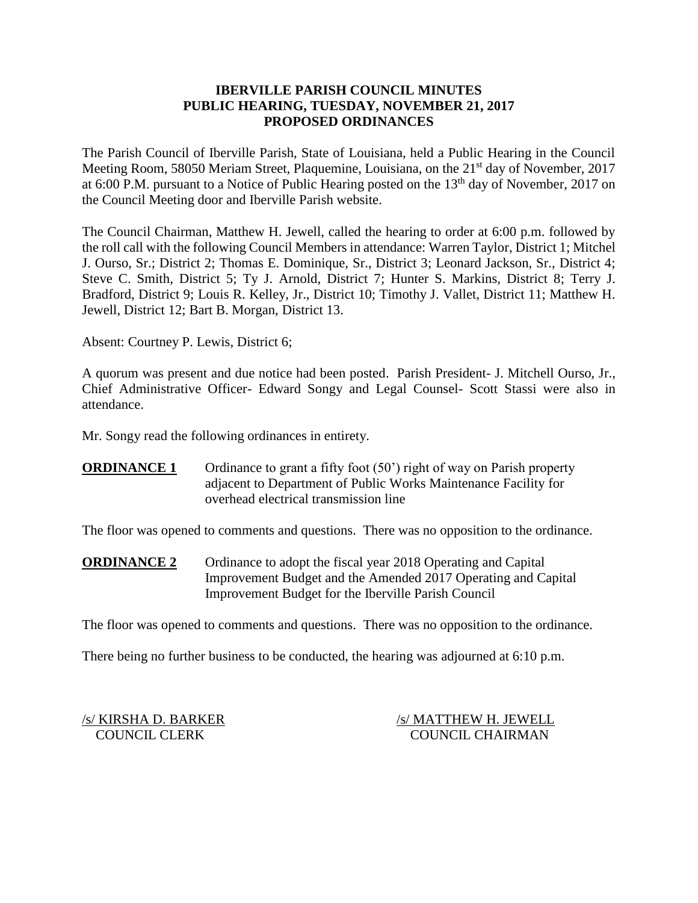# IBERVILLE PARISH COUNCIL MINUTES
# PUBLIC HEARING, TUESDAY, NOVEMBER 21, 2017
# PROPOSED ORDINANCES

The Parish Council of Iberville Parish, State of Louisiana, held a Public Hearing in the Council Meeting Room, 58050 Meriam Street, Plaquemine, Louisiana, on the 21st day of November, 2017 at 6:00 P.M. pursuant to a Notice of Public Hearing posted on the 13th day of November, 2017 on the Council Meeting door and Iberville Parish website.

The Council Chairman, Matthew H. Jewell, called the hearing to order at 6:00 p.m. followed by the roll call with the following Council Members in attendance: Warren Taylor, District 1; Mitchel J. Ourso, Sr.; District 2; Thomas E. Dominique, Sr., District 3; Leonard Jackson, Sr., District 4; Steve C. Smith, District 5; Ty J. Arnold, District 7; Hunter S. Markins, District 8; Terry J. Bradford, District 9; Louis R. Kelley, Jr., District 10; Timothy J. Vallet, District 11; Matthew H. Jewell, District 12; Bart B. Morgan, District 13.

Absent: Courtney P. Lewis, District 6;

A quorum was present and due notice had been posted. Parish President- J. Mitchell Ourso, Jr., Chief Administrative Officer- Edward Songy and Legal Counsel- Scott Stassi were also in attendance.

Mr. Songy read the following ordinances in entirety.

**ORDINANCE 1** Ordinance to grant a fifty foot (50') right of way on Parish property adjacent to Department of Public Works Maintenance Facility for overhead electrical transmission line

The floor was opened to comments and questions. There was no opposition to the ordinance.

**ORDINANCE 2** Ordinance to adopt the fiscal year 2018 Operating and Capital Improvement Budget and the Amended 2017 Operating and Capital Improvement Budget for the Iberville Parish Council

The floor was opened to comments and questions. There was no opposition to the ordinance.

There being no further business to be conducted, the hearing was adjourned at 6:10 p.m.

/s/ KIRSHA D. BARKER
COUNCIL CLERK

/s/ MATTHEW H. JEWELL
COUNCIL CHAIRMAN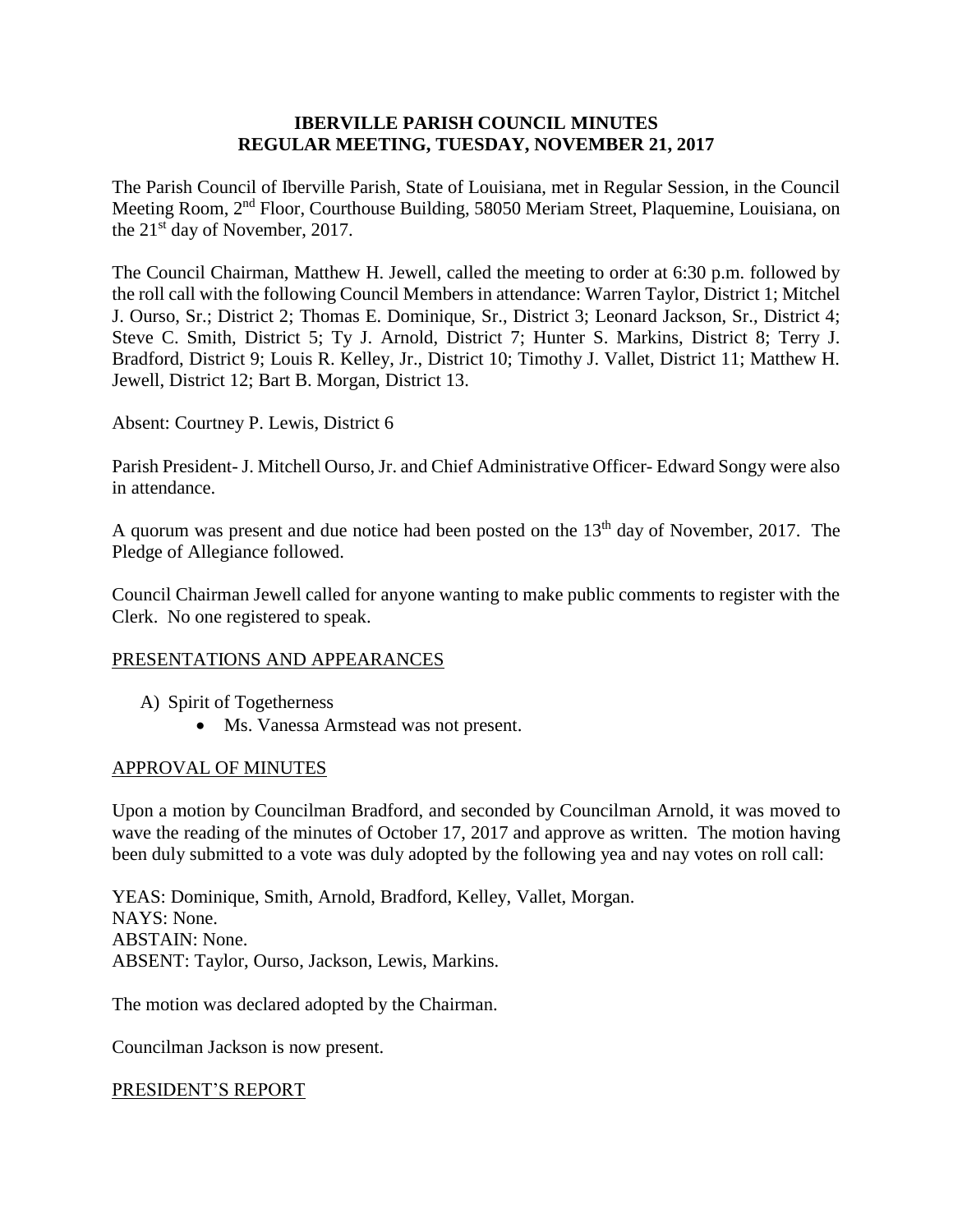# IBERVILLE PARISH COUNCIL MINUTES
# REGULAR MEETING, TUESDAY, NOVEMBER 21, 2017

The Parish Council of Iberville Parish, State of Louisiana, met in Regular Session, in the Council Meeting Room, 2nd Floor, Courthouse Building, 58050 Meriam Street, Plaquemine, Louisiana, on the 21st day of November, 2017.

The Council Chairman, Matthew H. Jewell, called the meeting to order at 6:30 p.m. followed by the roll call with the following Council Members in attendance: Warren Taylor, District 1; Mitchel J. Ourso, Sr.; District 2; Thomas E. Dominique, Sr., District 3; Leonard Jackson, Sr., District 4; Steve C. Smith, District 5; Ty J. Arnold, District 7; Hunter S. Markins, District 8; Terry J. Bradford, District 9; Louis R. Kelley, Jr., District 10; Timothy J. Vallet, District 11; Matthew H. Jewell, District 12; Bart B. Morgan, District 13.

Absent: Courtney P. Lewis, District 6

Parish President- J. Mitchell Ourso, Jr. and Chief Administrative Officer- Edward Songy were also in attendance.

A quorum was present and due notice had been posted on the 13th day of November, 2017. The Pledge of Allegiance followed.

Council Chairman Jewell called for anyone wanting to make public comments to register with the Clerk. No one registered to speak.

PRESENTATIONS AND APPEARANCES

A) Spirit of Togetherness
   - Ms. Vanessa Armstead was not present.

APPROVAL OF MINUTES

Upon a motion by Councilman Bradford, and seconded by Councilman Arnold, it was moved to wave the reading of the minutes of October 17, 2017 and approve as written. The motion having been duly submitted to a vote was duly adopted by the following yea and nay votes on roll call:

YEAS: Dominique, Smith, Arnold, Bradford, Kelley, Vallet, Morgan.
NAYS: None.
ABSTAIN: None.
ABSENT: Taylor, Ourso, Jackson, Lewis, Markins.

The motion was declared adopted by the Chairman.

Councilman Jackson is now present.

PRESIDENT'S REPORT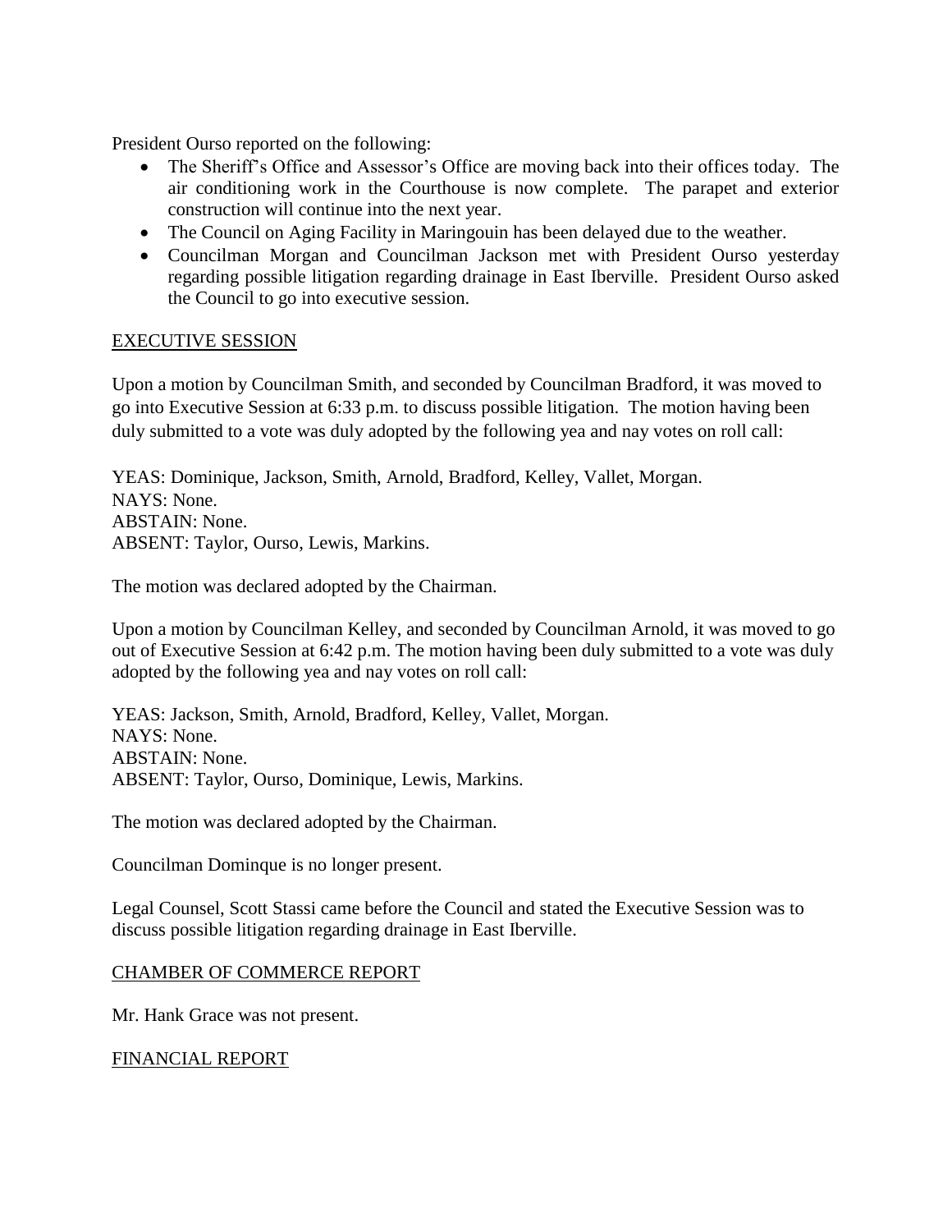President Ourso reported on the following:

- The Sheriff's Office and Assessor's Office are moving back into their offices today. The air conditioning work in the Courthouse is now complete. The parapet and exterior construction will continue into the next year.
- The Council on Aging Facility in Maringouin has been delayed due to the weather.
- Councilman Morgan and Councilman Jackson met with President Ourso yesterday regarding possible litigation regarding drainage in East Iberville. President Ourso asked the Council to go into executive session.

<u>EXECUTIVE SESSION</u>

Upon a motion by Councilman Smith, and seconded by Councilman Bradford, it was moved to go into Executive Session at 6:33 p.m. to discuss possible litigation. The motion having been duly submitted to a vote was duly adopted by the following yea and nay votes on roll call:

YEAS: Dominique, Jackson, Smith, Arnold, Bradford, Kelley, Vallet, Morgan.
NAYS: None.
ABSTAIN: None.
ABSENT: Taylor, Ourso, Lewis, Markins.

The motion was declared adopted by the Chairman.

Upon a motion by Councilman Kelley, and seconded by Councilman Arnold, it was moved to go out of Executive Session at 6:42 p.m. The motion having been duly submitted to a vote was duly adopted by the following yea and nay votes on roll call:

YEAS: Jackson, Smith, Arnold, Bradford, Kelley, Vallet, Morgan.
NAYS: None.
ABSTAIN: None.
ABSENT: Taylor, Ourso, Dominique, Lewis, Markins.

The motion was declared adopted by the Chairman.

Councilman Dominque is no longer present.

Legal Counsel, Scott Stassi came before the Council and stated the Executive Session was to discuss possible litigation regarding drainage in East Iberville.

<u>CHAMBER OF COMMERCE REPORT</u>

Mr. Hank Grace was not present.

<u>FINANCIAL REPORT</u>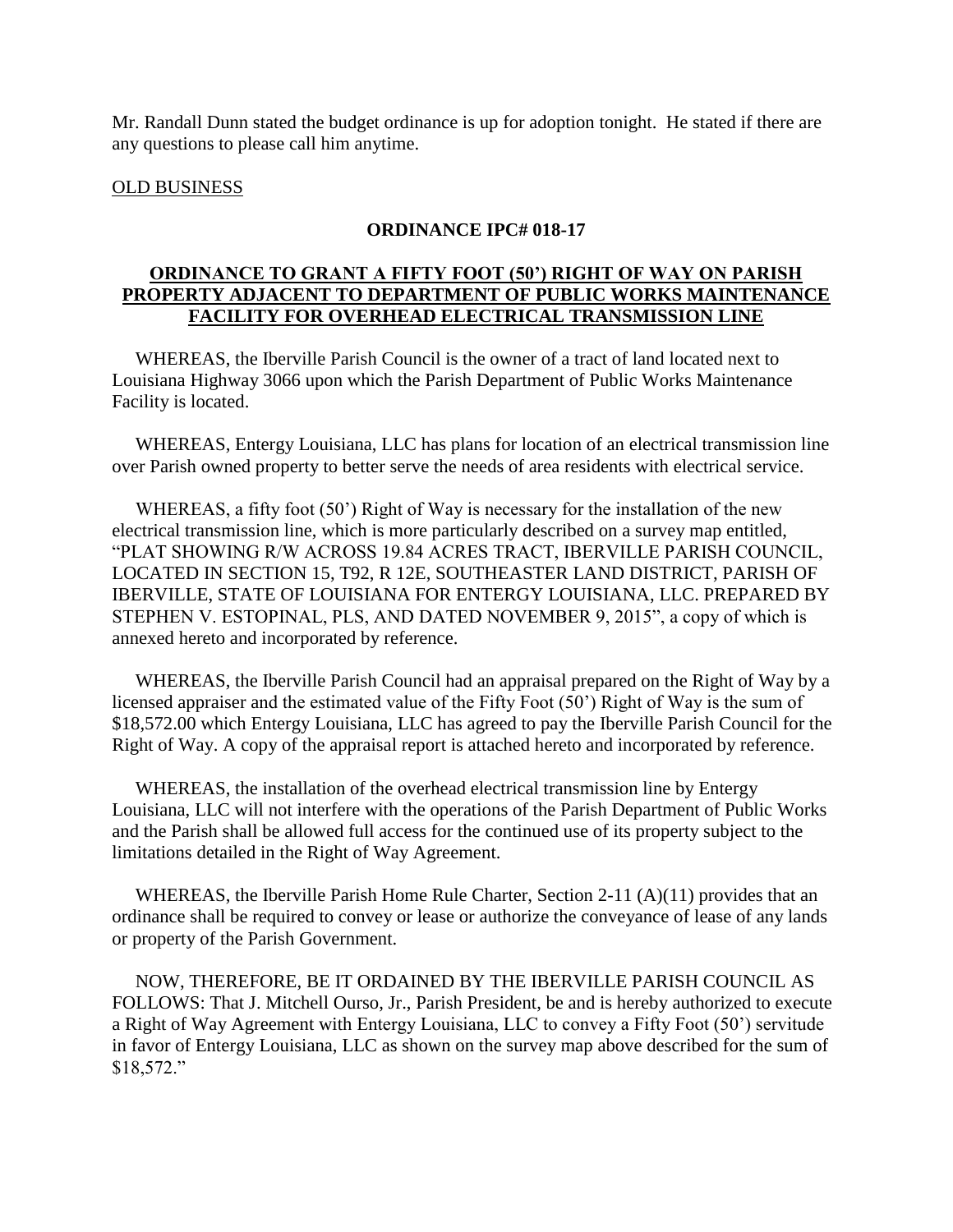Mr. Randall Dunn stated the budget ordinance is up for adoption tonight. He stated if there are any questions to please call him anytime.

OLD BUSINESS

**ORDINANCE IPC# 018-17**

**ORDINANCE TO GRANT A FIFTY FOOT (50') RIGHT OF WAY ON PARISH PROPERTY ADJACENT TO DEPARTMENT OF PUBLIC WORKS MAINTENANCE FACILITY FOR OVERHEAD ELECTRICAL TRANSMISSION LINE**

WHEREAS, the Iberville Parish Council is the owner of a tract of land located next to Louisiana Highway 3066 upon which the Parish Department of Public Works Maintenance Facility is located.

WHEREAS, Entergy Louisiana, LLC has plans for location of an electrical transmission line over Parish owned property to better serve the needs of area residents with electrical service.

WHEREAS, a fifty foot (50') Right of Way is necessary for the installation of the new electrical transmission line, which is more particularly described on a survey map entitled, "PLAT SHOWING R/W ACROSS 19.84 ACRES TRACT, IBERVILLE PARISH COUNCIL, LOCATED IN SECTION 15, T92, R 12E, SOUTHEASTER LAND DISTRICT, PARISH OF IBERVILLE, STATE OF LOUISIANA FOR ENTERGY LOUISIANA, LLC. PREPARED BY STEPHEN V. ESTOPINAL, PLS, AND DATED NOVEMBER 9, 2015", a copy of which is annexed hereto and incorporated by reference.

WHEREAS, the Iberville Parish Council had an appraisal prepared on the Right of Way by a licensed appraiser and the estimated value of the Fifty Foot (50') Right of Way is the sum of $18,572.00 which Entergy Louisiana, LLC has agreed to pay the Iberville Parish Council for the Right of Way. A copy of the appraisal report is attached hereto and incorporated by reference.

WHEREAS, the installation of the overhead electrical transmission line by Entergy Louisiana, LLC will not interfere with the operations of the Parish Department of Public Works and the Parish shall be allowed full access for the continued use of its property subject to the limitations detailed in the Right of Way Agreement.

WHEREAS, the Iberville Parish Home Rule Charter, Section 2-11 (A)(11) provides that an ordinance shall be required to convey or lease or authorize the conveyance of lease of any lands or property of the Parish Government.

NOW, THEREFORE, BE IT ORDAINED BY THE IBERVILLE PARISH COUNCIL AS FOLLOWS: That J. Mitchell Ourso, Jr., Parish President, be and is hereby authorized to execute a Right of Way Agreement with Entergy Louisiana, LLC to convey a Fifty Foot (50') servitude in favor of Entergy Louisiana, LLC as shown on the survey map above described for the sum of $18,572."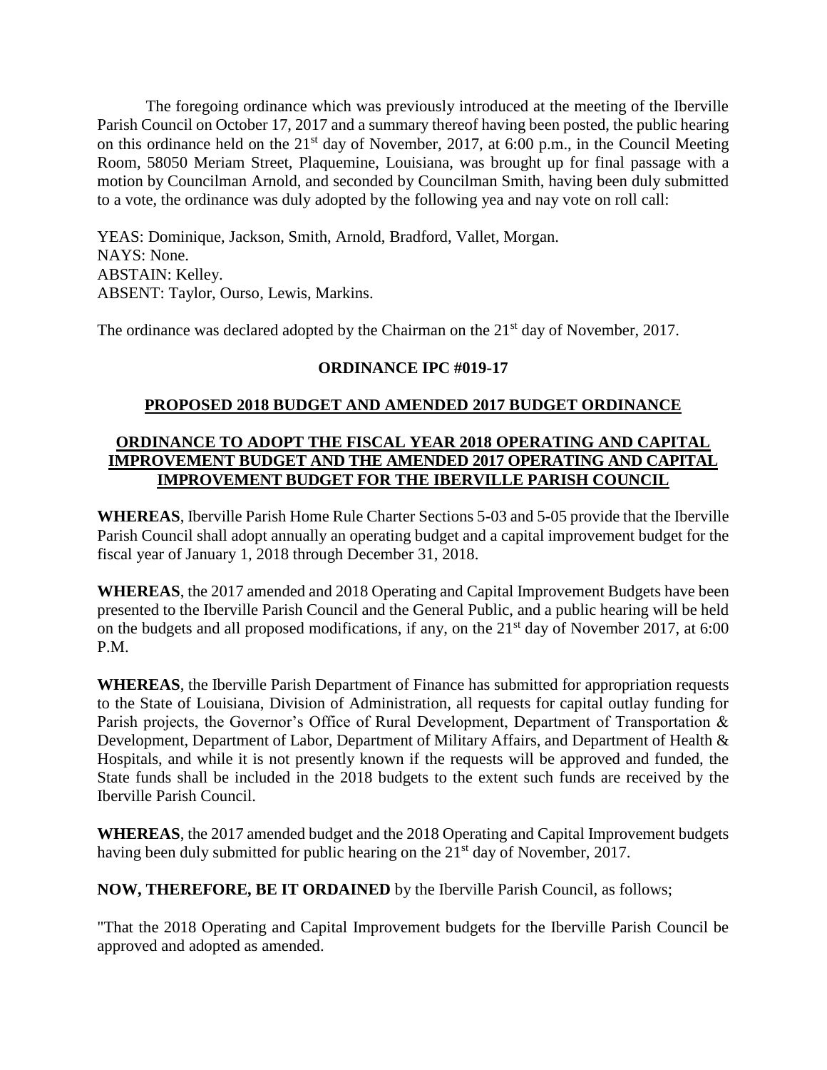The foregoing ordinance which was previously introduced at the meeting of the Iberville Parish Council on October 17, 2017 and a summary thereof having been posted, the public hearing on this ordinance held on the 21st day of November, 2017, at 6:00 p.m., in the Council Meeting Room, 58050 Meriam Street, Plaquemine, Louisiana, was brought up for final passage with a motion by Councilman Arnold, and seconded by Councilman Smith, having been duly submitted to a vote, the ordinance was duly adopted by the following yea and nay vote on roll call:

YEAS: Dominique, Jackson, Smith, Arnold, Bradford, Vallet, Morgan.
NAYS: None.
ABSTAIN: Kelley.
ABSENT: Taylor, Ourso, Lewis, Markins.

The ordinance was declared adopted by the Chairman on the 21st day of November, 2017.

**ORDINANCE IPC #019-17**

**PROPOSED 2018 BUDGET AND AMENDED 2017 BUDGET ORDINANCE**

**ORDINANCE TO ADOPT THE FISCAL YEAR 2018 OPERATING AND CAPITAL IMPROVEMENT BUDGET AND THE AMENDED 2017 OPERATING AND CAPITAL IMPROVEMENT BUDGET FOR THE IBERVILLE PARISH COUNCIL**

**WHEREAS**, Iberville Parish Home Rule Charter Sections 5-03 and 5-05 provide that the Iberville Parish Council shall adopt annually an operating budget and a capital improvement budget for the fiscal year of January 1, 2018 through December 31, 2018.

**WHEREAS**, the 2017 amended and 2018 Operating and Capital Improvement Budgets have been presented to the Iberville Parish Council and the General Public, and a public hearing will be held on the budgets and all proposed modifications, if any, on the 21st day of November 2017, at 6:00 P.M.

**WHEREAS**, the Iberville Parish Department of Finance has submitted for appropriation requests to the State of Louisiana, Division of Administration, all requests for capital outlay funding for Parish projects, the Governor's Office of Rural Development, Department of Transportation & Development, Department of Labor, Department of Military Affairs, and Department of Health & Hospitals, and while it is not presently known if the requests will be approved and funded, the State funds shall be included in the 2018 budgets to the extent such funds are received by the Iberville Parish Council.

**WHEREAS**, the 2017 amended budget and the 2018 Operating and Capital Improvement budgets having been duly submitted for public hearing on the 21st day of November, 2017.

**NOW, THEREFORE, BE IT ORDAINED** by the Iberville Parish Council, as follows;

"That the 2018 Operating and Capital Improvement budgets for the Iberville Parish Council be approved and adopted as amended.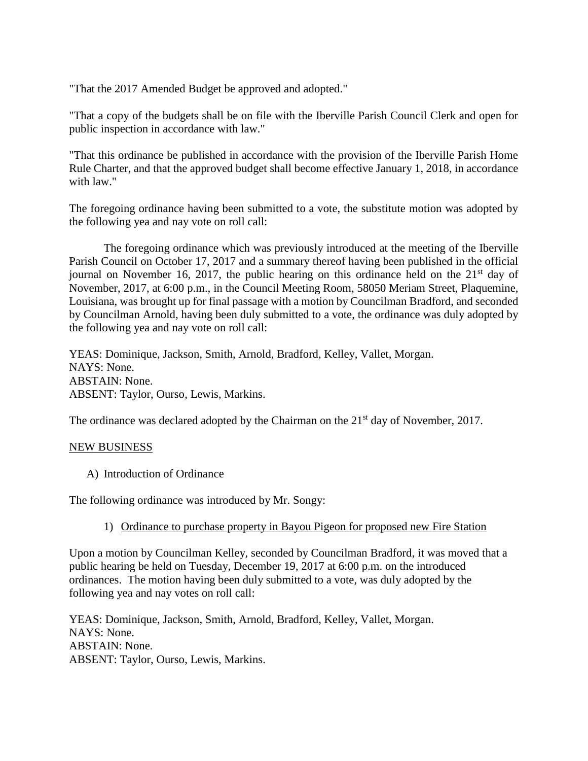"That the 2017 Amended Budget be approved and adopted."

"That a copy of the budgets shall be on file with the Iberville Parish Council Clerk and open for public inspection in accordance with law."

"That this ordinance be published in accordance with the provision of the Iberville Parish Home Rule Charter, and that the approved budget shall become effective January 1, 2018, in accordance with law."

The foregoing ordinance having been submitted to a vote, the substitute motion was adopted by the following yea and nay vote on roll call:

The foregoing ordinance which was previously introduced at the meeting of the Iberville Parish Council on October 17, 2017 and a summary thereof having been published in the official journal on November 16, 2017, the public hearing on this ordinance held on the 21st day of November, 2017, at 6:00 p.m., in the Council Meeting Room, 58050 Meriam Street, Plaquemine, Louisiana, was brought up for final passage with a motion by Councilman Bradford, and seconded by Councilman Arnold, having been duly submitted to a vote, the ordinance was duly adopted by the following yea and nay vote on roll call:

YEAS: Dominique, Jackson, Smith, Arnold, Bradford, Kelley, Vallet, Morgan.
NAYS: None.
ABSTAIN: None.
ABSENT: Taylor, Ourso, Lewis, Markins.

The ordinance was declared adopted by the Chairman on the 21st day of November, 2017.

<u>NEW BUSINESS</u>

A) Introduction of Ordinance

The following ordinance was introduced by Mr. Songy:

1) <u>Ordinance to purchase property in Bayou Pigeon for proposed new Fire Station</u>

Upon a motion by Councilman Kelley, seconded by Councilman Bradford, it was moved that a public hearing be held on Tuesday, December 19, 2017 at 6:00 p.m. on the introduced ordinances. The motion having been duly submitted to a vote, was duly adopted by the following yea and nay votes on roll call:

YEAS: Dominique, Jackson, Smith, Arnold, Bradford, Kelley, Vallet, Morgan.
NAYS: None.
ABSTAIN: None.
ABSENT: Taylor, Ourso, Lewis, Markins.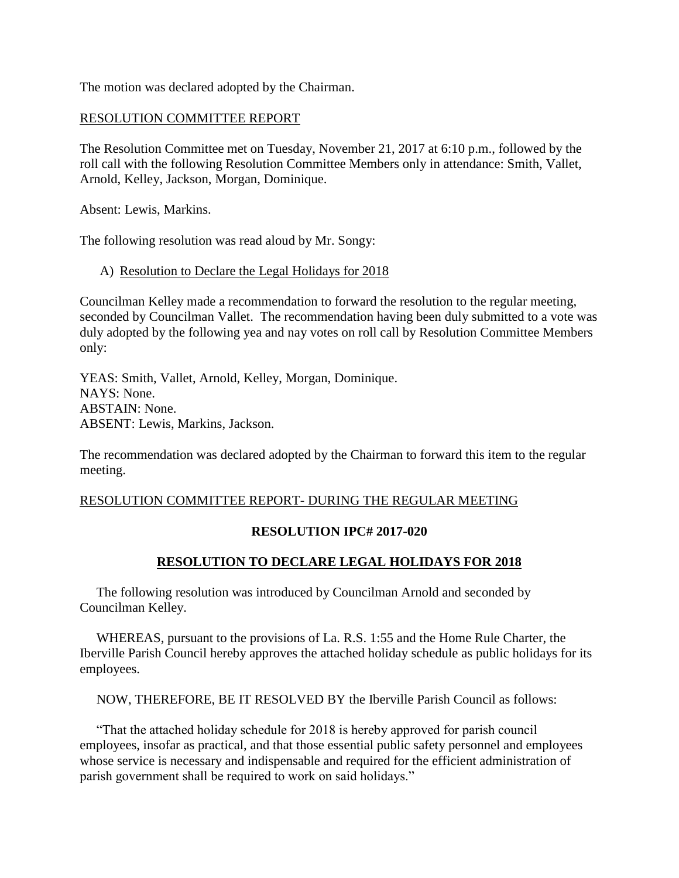The motion was declared adopted by the Chairman.

RESOLUTION COMMITTEE REPORT

The Resolution Committee met on Tuesday, November 21, 2017 at 6:10 p.m., followed by the roll call with the following Resolution Committee Members only in attendance: Smith, Vallet, Arnold, Kelley, Jackson, Morgan, Dominique.

Absent: Lewis, Markins.

The following resolution was read aloud by Mr. Songy:

A) Resolution to Declare the Legal Holidays for 2018

Councilman Kelley made a recommendation to forward the resolution to the regular meeting, seconded by Councilman Vallet. The recommendation having been duly submitted to a vote was duly adopted by the following yea and nay votes on roll call by Resolution Committee Members only:

YEAS: Smith, Vallet, Arnold, Kelley, Morgan, Dominique.
NAYS: None.
ABSTAIN: None.
ABSENT: Lewis, Markins, Jackson.

The recommendation was declared adopted by the Chairman to forward this item to the regular meeting.

RESOLUTION COMMITTEE REPORT- DURING THE REGULAR MEETING

**RESOLUTION IPC# 2017-020**

**RESOLUTION TO DECLARE LEGAL HOLIDAYS FOR 2018**

The following resolution was introduced by Councilman Arnold and seconded by Councilman Kelley.

WHEREAS, pursuant to the provisions of La. R.S. 1:55 and the Home Rule Charter, the Iberville Parish Council hereby approves the attached holiday schedule as public holidays for its employees.

NOW, THEREFORE, BE IT RESOLVED BY the Iberville Parish Council as follows:

"That the attached holiday schedule for 2018 is hereby approved for parish council employees, insofar as practical, and that those essential public safety personnel and employees whose service is necessary and indispensable and required for the efficient administration of parish government shall be required to work on said holidays."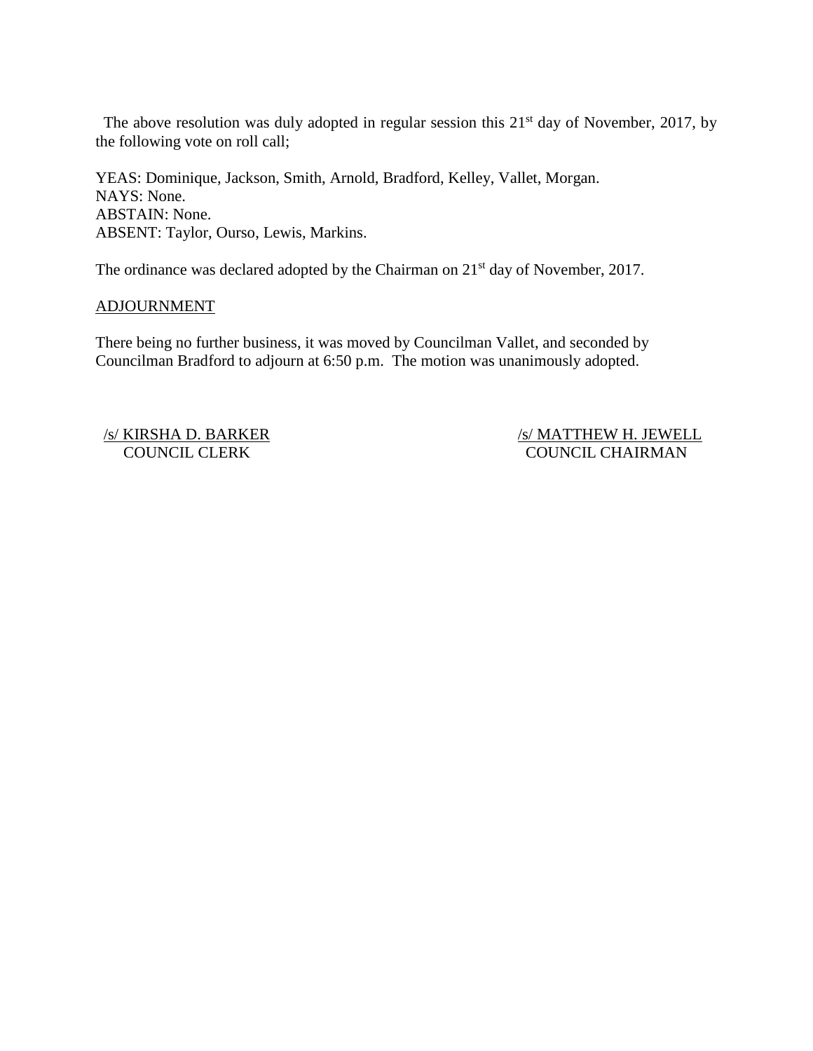The above resolution was duly adopted in regular session this 21st day of November, 2017, by the following vote on roll call;

YEAS: Dominique, Jackson, Smith, Arnold, Bradford, Kelley, Vallet, Morgan.
NAYS: None.
ABSTAIN: None.
ABSENT: Taylor, Ourso, Lewis, Markins.

The ordinance was declared adopted by the Chairman on 21st day of November, 2017.

ADJOURNMENT

There being no further business, it was moved by Councilman Vallet, and seconded by Councilman Bradford to adjourn at 6:50 p.m. The motion was unanimously adopted.

/s/ KIRSHA D. BARKER
COUNCIL CLERK

/s/ MATTHEW H. JEWELL
COUNCIL CHAIRMAN